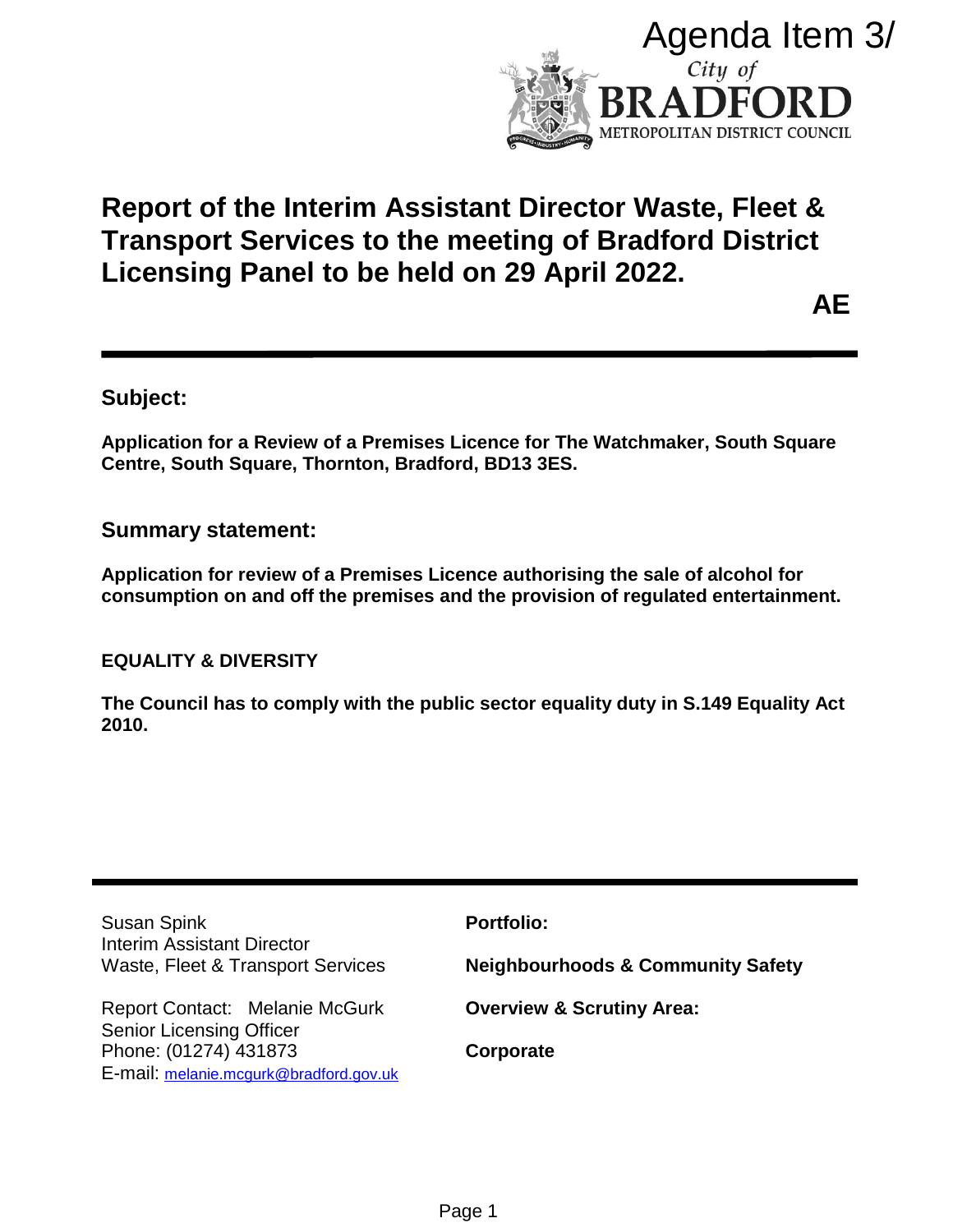Agenda Item 3/

City of **BRADFORD**
METROPOLITAN DISTRICT COUNCIL

# Report of the Interim Assistant Director Waste, Fleet & Transport Services to the meeting of Bradford District Licensing Panel to be held on 29 April 2022.

**AE**

---

## Subject:

**Application for a Review of a Premises Licence for The Watchmaker, South Square Centre, South Square, Thornton, Bradford, BD13 3ES.**

## Summary statement:

**Application for review of a Premises Licence authorising the sale of alcohol for consumption on and off the premises and the provision of regulated entertainment.**

**EQUALITY & DIVERSITY**

**The Council has to comply with the public sector equality duty in S.149 Equality Act 2010.**

---

Susan Spink
Interim Assistant Director
Waste, Fleet & Transport Services

Report Contact: Melanie McGurk
Senior Licensing Officer
Phone: (01274) 431873
E-mail: melanie.mcgurk@bradford.gov.uk

**Portfolio:**

**Neighbourhoods & Community Safety**

**Overview & Scrutiny Area:**

**Corporate**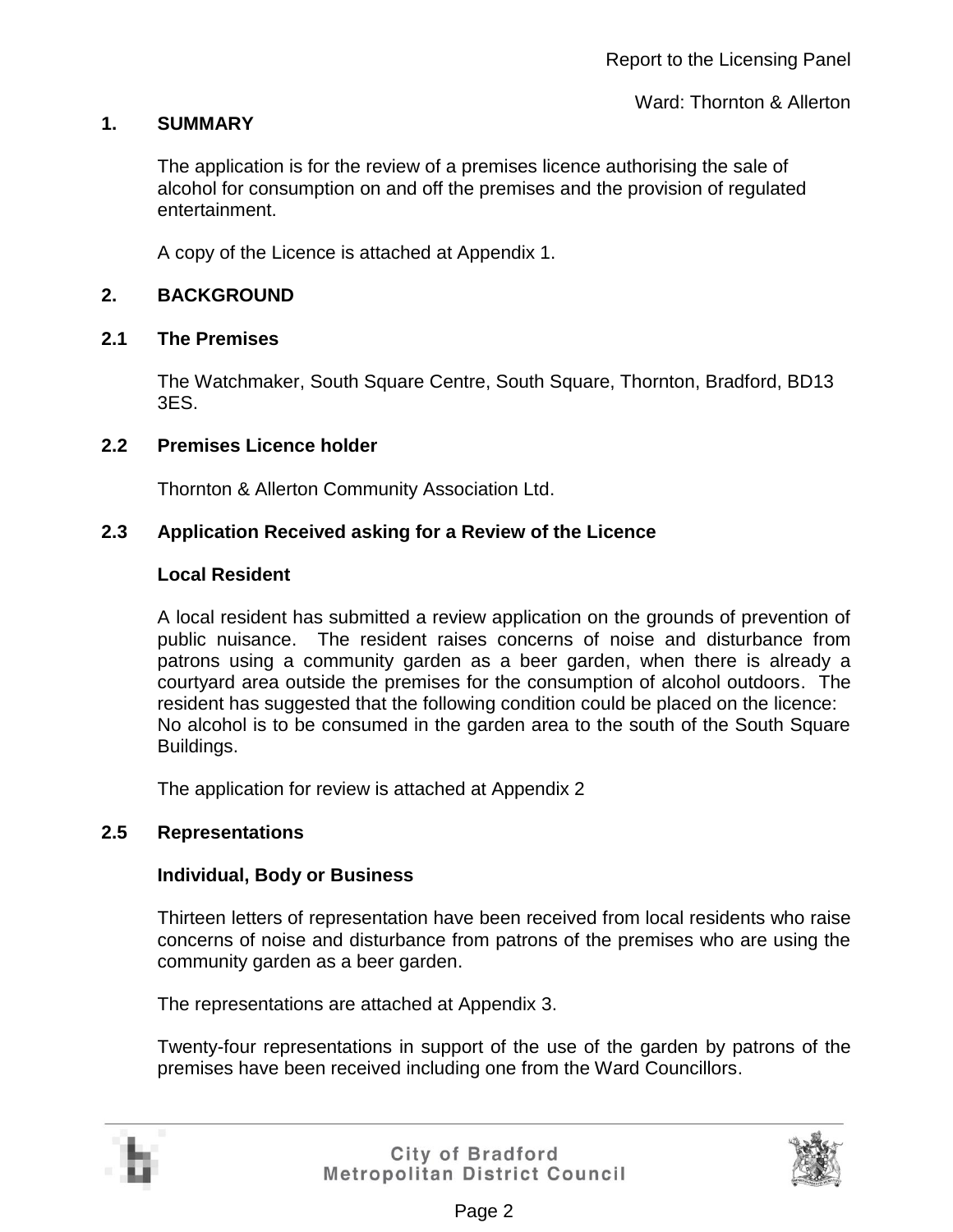Report to the Licensing Panel

Ward: Thornton & Allerton

## 1. SUMMARY

The application is for the review of a premises licence authorising the sale of alcohol for consumption on and off the premises and the provision of regulated entertainment.

A copy of the Licence is attached at Appendix 1.

## 2. BACKGROUND

### 2.1 The Premises

The Watchmaker, South Square Centre, South Square, Thornton, Bradford, BD13 3ES.

### 2.2 Premises Licence holder

Thornton & Allerton Community Association Ltd.

### 2.3 Application Received asking for a Review of the Licence

**Local Resident**

A local resident has submitted a review application on the grounds of prevention of public nuisance. The resident raises concerns of noise and disturbance from patrons using a community garden as a beer garden, when there is already a courtyard area outside the premises for the consumption of alcohol outdoors. The resident has suggested that the following condition could be placed on the licence:
No alcohol is to be consumed in the garden area to the south of the South Square Buildings.

The application for review is attached at Appendix 2

### 2.5 Representations

**Individual, Body or Business**

Thirteen letters of representation have been received from local residents who raise concerns of noise and disturbance from patrons of the premises who are using the community garden as a beer garden.

The representations are attached at Appendix 3.

Twenty-four representations in support of the use of the garden by patrons of the premises have been received including one from the Ward Councillors.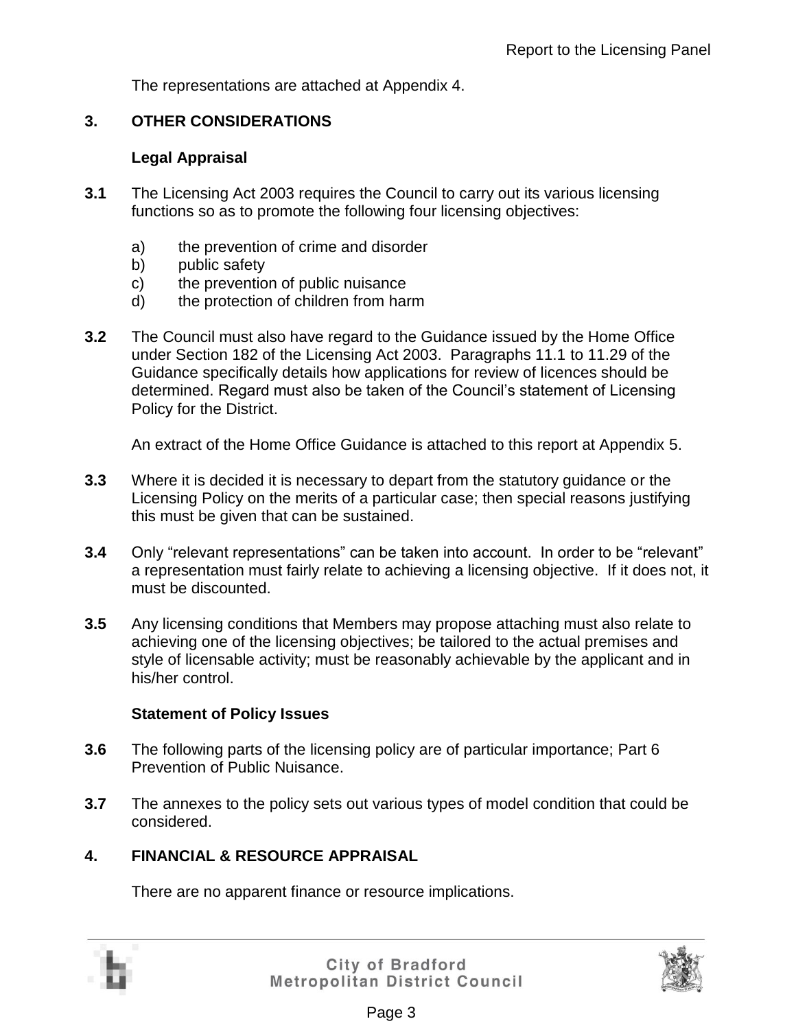The representations are attached at Appendix 4.

## 3. OTHER CONSIDERATIONS

### Legal Appraisal

**3.1** The Licensing Act 2003 requires the Council to carry out its various licensing functions so as to promote the following four licensing objectives:

a) the prevention of crime and disorder
b) public safety
c) the prevention of public nuisance
d) the protection of children from harm

**3.2** The Council must also have regard to the Guidance issued by the Home Office under Section 182 of the Licensing Act 2003. Paragraphs 11.1 to 11.29 of the Guidance specifically details how applications for review of licences should be determined. Regard must also be taken of the Council's statement of Licensing Policy for the District.

An extract of the Home Office Guidance is attached to this report at Appendix 5.

**3.3** Where it is decided it is necessary to depart from the statutory guidance or the Licensing Policy on the merits of a particular case; then special reasons justifying this must be given that can be sustained.

**3.4** Only "relevant representations" can be taken into account. In order to be "relevant" a representation must fairly relate to achieving a licensing objective. If it does not, it must be discounted.

**3.5** Any licensing conditions that Members may propose attaching must also relate to achieving one of the licensing objectives; be tailored to the actual premises and style of licensable activity; must be reasonably achievable by the applicant and in his/her control.

### Statement of Policy Issues

**3.6** The following parts of the licensing policy are of particular importance; Part 6 Prevention of Public Nuisance.

**3.7** The annexes to the policy sets out various types of model condition that could be considered.

## 4. FINANCIAL & RESOURCE APPRAISAL

There are no apparent finance or resource implications.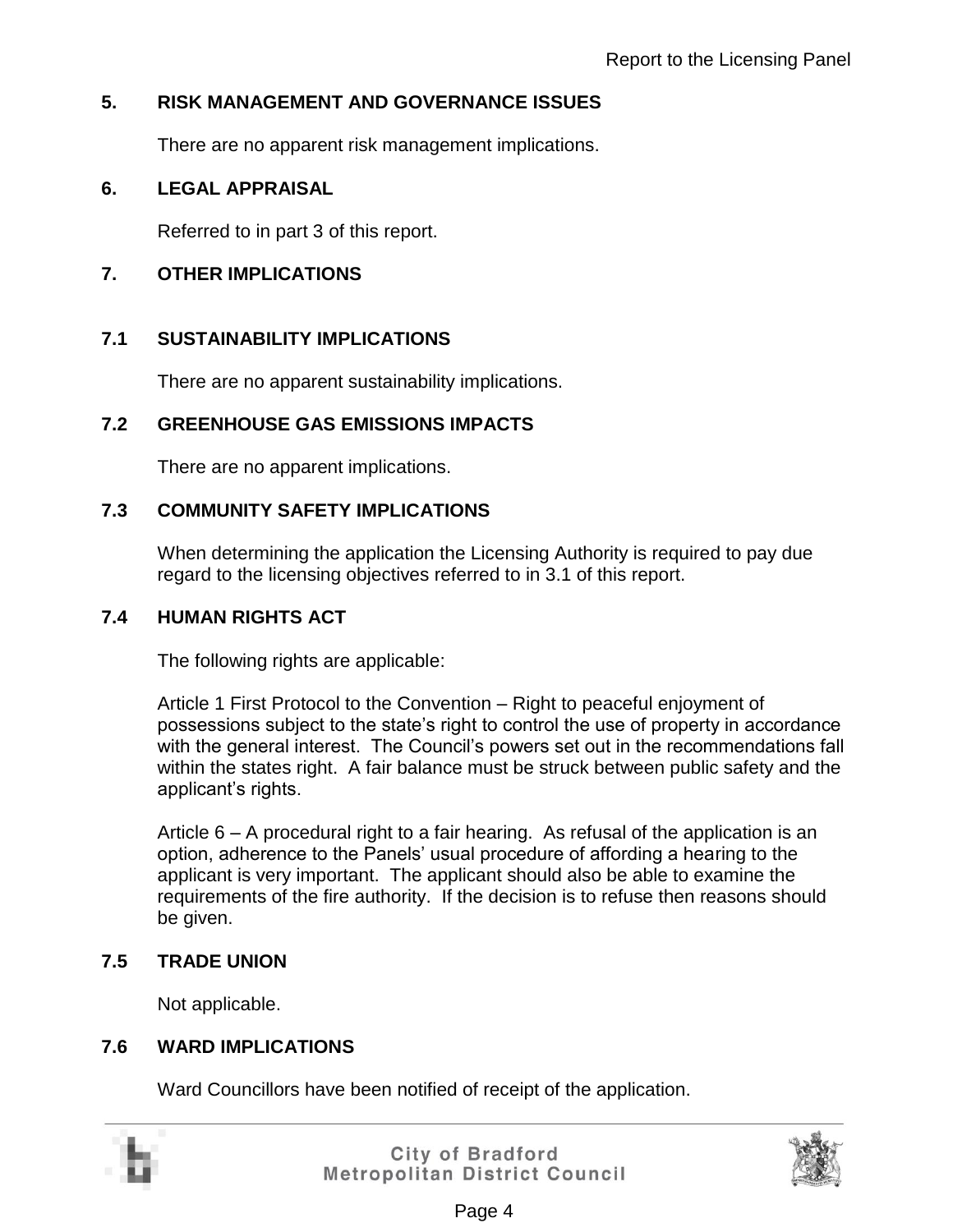## 5. RISK MANAGEMENT AND GOVERNANCE ISSUES

There are no apparent risk management implications.

## 6. LEGAL APPRAISAL

Referred to in part 3 of this report.

## 7. OTHER IMPLICATIONS

### 7.1 SUSTAINABILITY IMPLICATIONS

There are no apparent sustainability implications.

### 7.2 GREENHOUSE GAS EMISSIONS IMPACTS

There are no apparent implications.

### 7.3 COMMUNITY SAFETY IMPLICATIONS

When determining the application the Licensing Authority is required to pay due regard to the licensing objectives referred to in 3.1 of this report.

### 7.4 HUMAN RIGHTS ACT

The following rights are applicable:

Article 1 First Protocol to the Convention – Right to peaceful enjoyment of possessions subject to the state's right to control the use of property in accordance with the general interest. The Council's powers set out in the recommendations fall within the states right. A fair balance must be struck between public safety and the applicant's rights.

Article 6 – A procedural right to a fair hearing. As refusal of the application is an option, adherence to the Panels' usual procedure of affording a hearing to the applicant is very important. The applicant should also be able to examine the requirements of the fire authority. If the decision is to refuse then reasons should be given.

### 7.5 TRADE UNION

Not applicable.

### 7.6 WARD IMPLICATIONS

Ward Councillors have been notified of receipt of the application.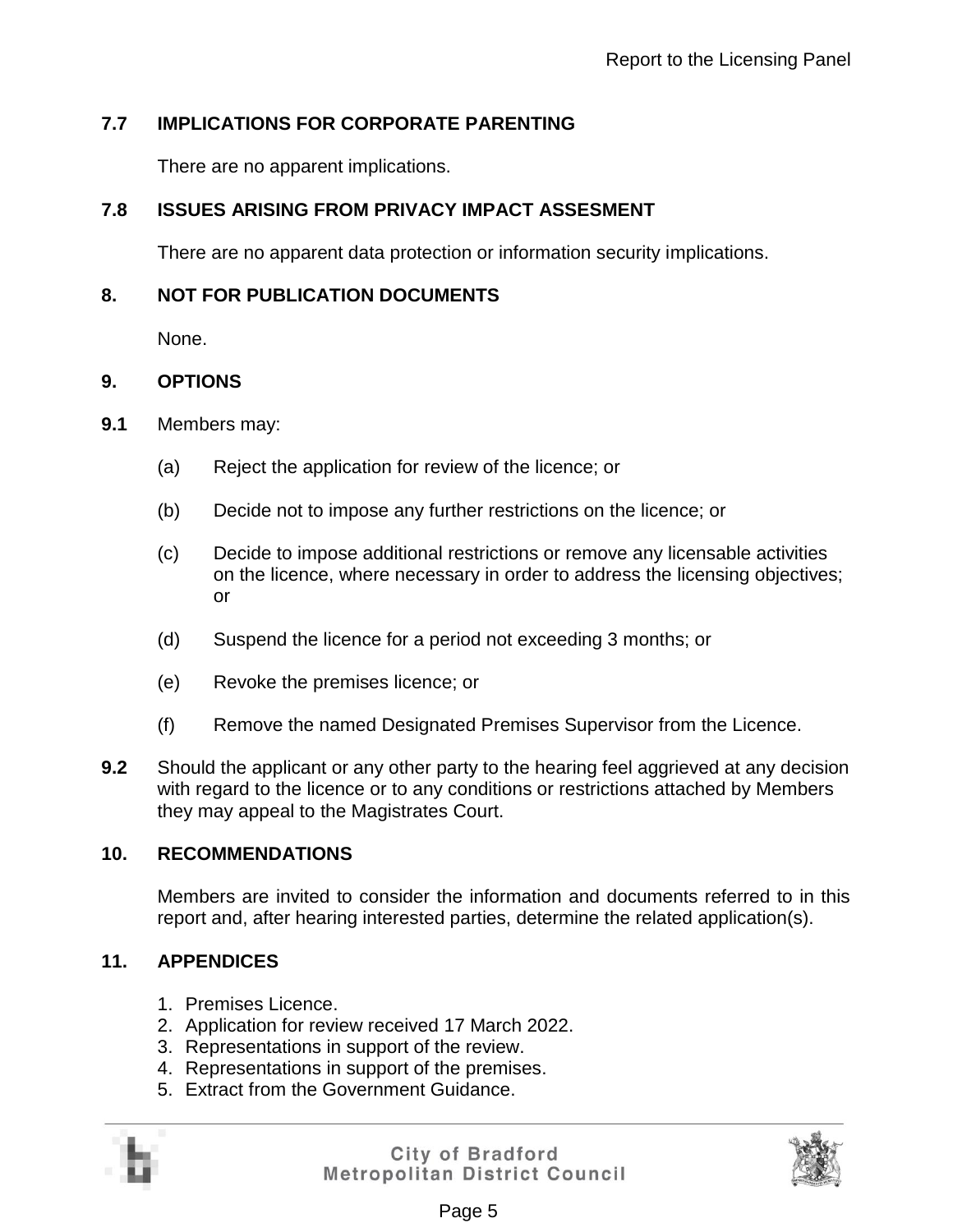### 7.7 IMPLICATIONS FOR CORPORATE PARENTING

There are no apparent implications.

### 7.8 ISSUES ARISING FROM PRIVACY IMPACT ASSESMENT

There are no apparent data protection or information security implications.

## 8. NOT FOR PUBLICATION DOCUMENTS

None.

## 9. OPTIONS

**9.1** Members may:

(a) Reject the application for review of the licence; or

(b) Decide not to impose any further restrictions on the licence; or

(c) Decide to impose additional restrictions or remove any licensable activities on the licence, where necessary in order to address the licensing objectives; or

(d) Suspend the licence for a period not exceeding 3 months; or

(e) Revoke the premises licence; or

(f) Remove the named Designated Premises Supervisor from the Licence.

**9.2** Should the applicant or any other party to the hearing feel aggrieved at any decision with regard to the licence or to any conditions or restrictions attached by Members they may appeal to the Magistrates Court.

## 10. RECOMMENDATIONS

Members are invited to consider the information and documents referred to in this report and, after hearing interested parties, determine the related application(s).

## 11. APPENDICES

1. Premises Licence.
2. Application for review received 17 March 2022.
3. Representations in support of the review.
4. Representations in support of the premises.
5. Extract from the Government Guidance.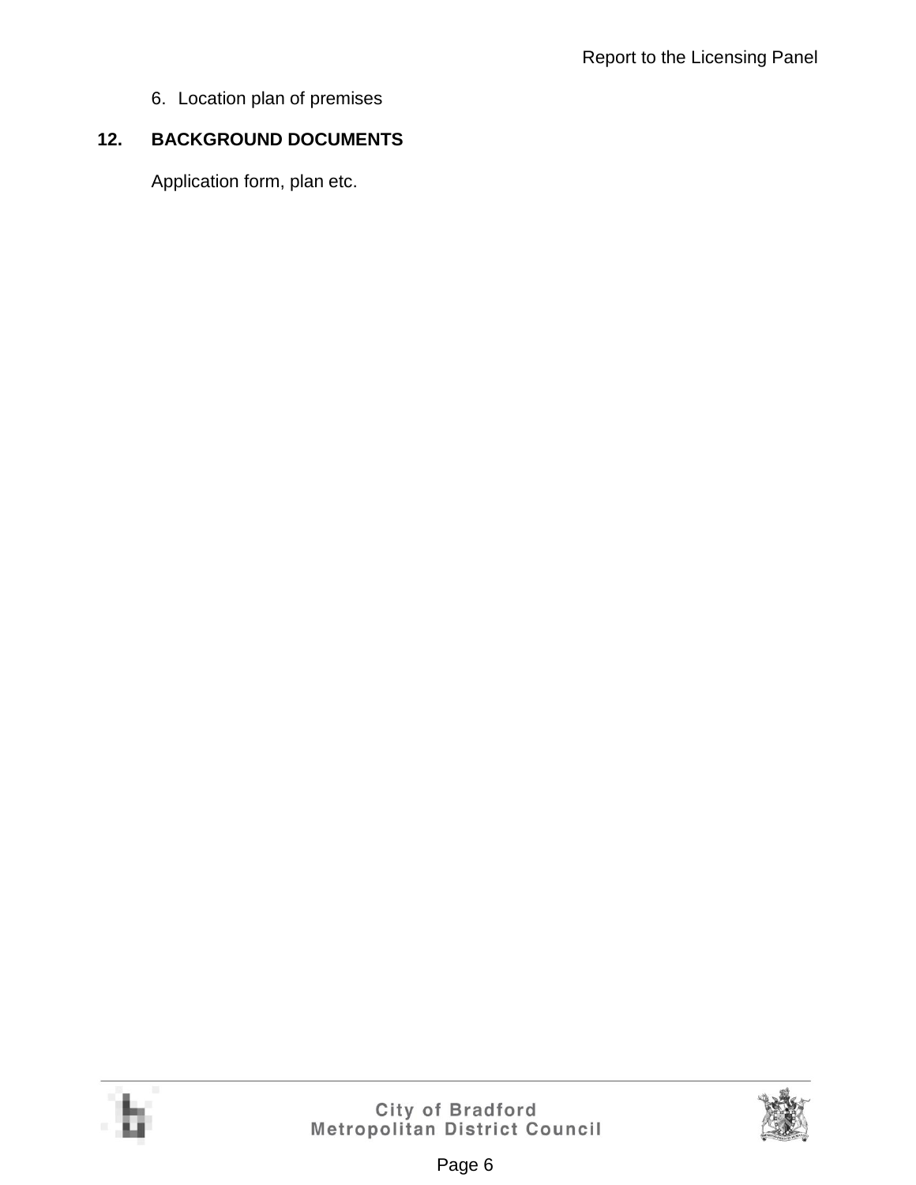6. Location plan of premises

## 12. BACKGROUND DOCUMENTS

Application form, plan etc.